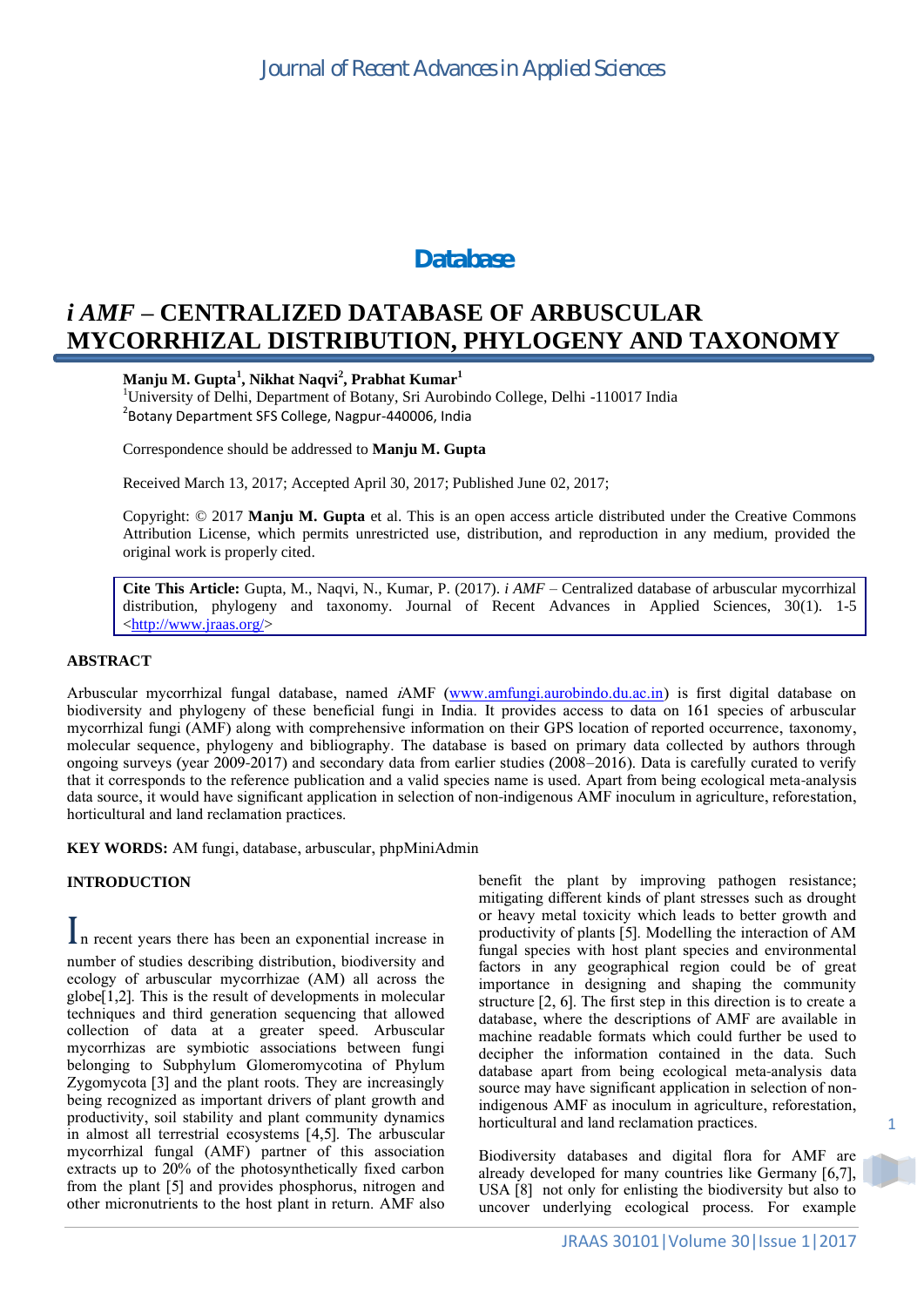Database

# *i AMF* – CENTRALIZED DATABASE OF ARBUSCULAR MYCORRHIZAL DISTRIBUTION, PHYLOGENY AND TAXONOMY

**Manju M. Gupta[1], Nikhat Naqvi[2], Prabhat Kumar[1]**

[1]University of Delhi, Department of Botany, Sri Aurobindo College, Delhi -110017 India
[2]Botany Department SFS College, Nagpur-440006, India

Correspondence should be addressed to **Manju M. Gupta**

Received March 13, 2017; Accepted April 30, 2017; Published June 02, 2017;

Copyright: © 2017 **Manju M. Gupta** et al. This is an open access article distributed under the Creative Commons Attribution License, which permits unrestricted use, distribution, and reproduction in any medium, provided the original work is properly cited.

**Cite This Article:** Gupta, M., Naqvi, N., Kumar, P. (2017). *i AMF* – Centralized database of arbuscular mycorrhizal distribution, phylogeny and taxonomy. Journal of Recent Advances in Applied Sciences, 30(1). 1-5 <http://www.jraas.org/>

## ABSTRACT

Arbuscular mycorrhizal fungal database, named *i*AMF (www.amfungi.aurobindo.du.ac.in) is first digital database on biodiversity and phylogeny of these beneficial fungi in India. It provides access to data on 161 species of arbuscular mycorrhizal fungi (AMF) along with comprehensive information on their GPS location of reported occurrence, taxonomy, molecular sequence, phylogeny and bibliography. The database is based on primary data collected by authors through ongoing surveys (year 2009-2017) and secondary data from earlier studies (2008–2016). Data is carefully curated to verify that it corresponds to the reference publication and a valid species name is used. Apart from being ecological meta-analysis data source, it would have significant application in selection of non-indigenous AMF inoculum in agriculture, reforestation, horticultural and land reclamation practices.

**KEY WORDS:** AM fungi, database, arbuscular, phpMiniAdmin

## INTRODUCTION

In recent years there has been an exponential increase in number of studies describing distribution, biodiversity and ecology of arbuscular mycorrhizae (AM) all across the globe[1,2]. This is the result of developments in molecular techniques and third generation sequencing that allowed collection of data at a greater speed. Arbuscular mycorrhizas are symbiotic associations between fungi belonging to Subphylum Glomeromycotina of Phylum Zygomycota [3] and the plant roots. They are increasingly being recognized as important drivers of plant growth and productivity, soil stability and plant community dynamics in almost all terrestrial ecosystems [4,5]. The arbuscular mycorrhizal fungal (AMF) partner of this association extracts up to 20% of the photosynthetically fixed carbon from the plant [5] and provides phosphorus, nitrogen and other micronutrients to the host plant in return. AMF also benefit the plant by improving pathogen resistance; mitigating different kinds of plant stresses such as drought or heavy metal toxicity which leads to better growth and productivity of plants [5]. Modelling the interaction of AM fungal species with host plant species and environmental factors in any geographical region could be of great importance in designing and shaping the community structure [2, 6]. The first step in this direction is to create a database, where the descriptions of AMF are available in machine readable formats which could further be used to decipher the information contained in the data. Such database apart from being ecological meta-analysis data source may have significant application in selection of non-indigenous AMF as inoculum in agriculture, reforestation, horticultural and land reclamation practices.

Biodiversity databases and digital flora for AMF are already developed for many countries like Germany [6,7], USA [8] not only for enlisting the biodiversity but also to uncover underlying ecological process. For example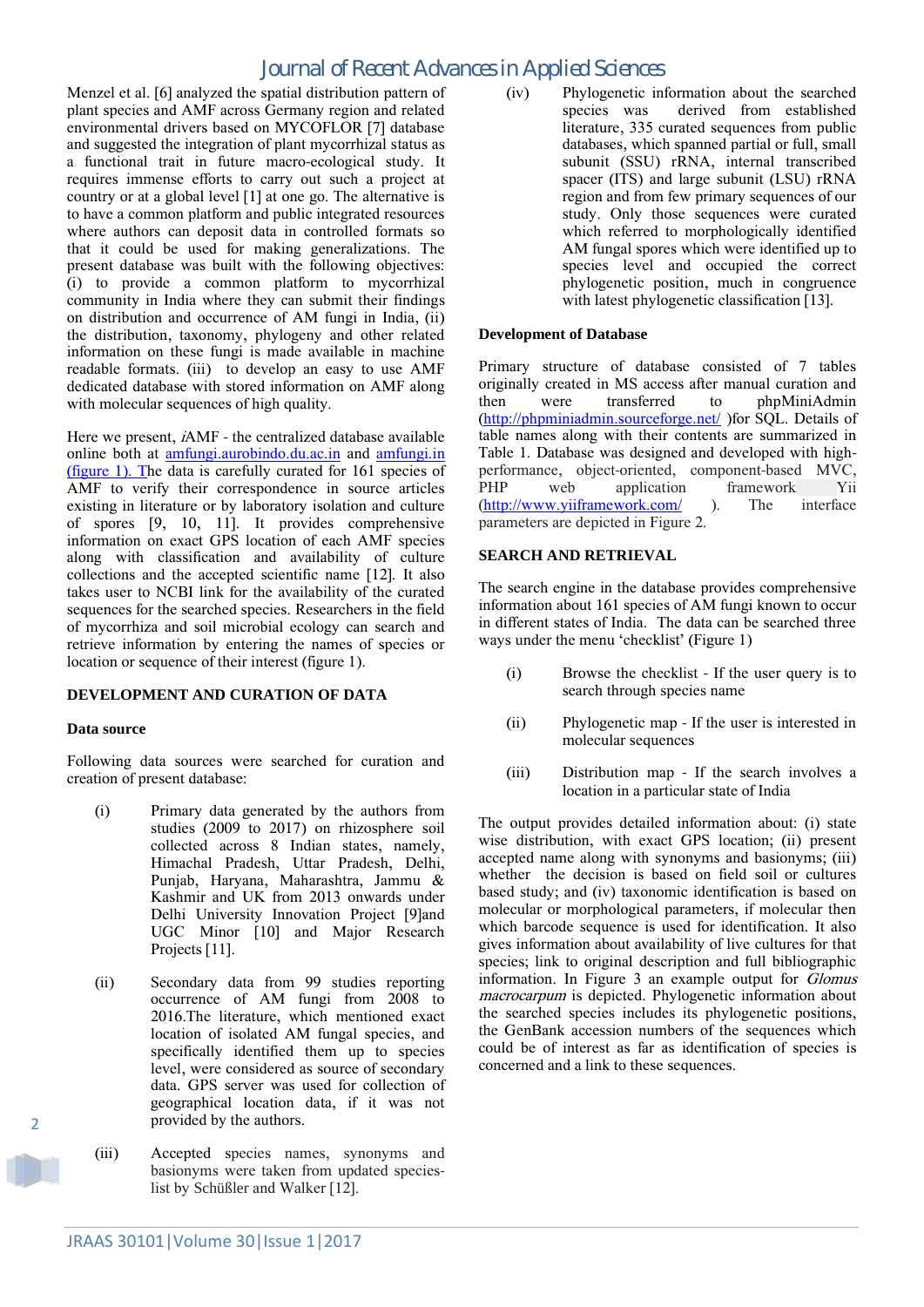Menzel et al. [6] analyzed the spatial distribution pattern of plant species and AMF across Germany region and related environmental drivers based on MYCOFLOR [7] database and suggested the integration of plant mycorrhizal status as a functional trait in future macro-ecological study. It requires immense efforts to carry out such a project at country or at a global level [1] at one go. The alternative is to have a common platform and public integrated resources where authors can deposit data in controlled formats so that it could be used for making generalizations. The present database was built with the following objectives: (i) to provide a common platform to mycorrhizal community in India where they can submit their findings on distribution and occurrence of AM fungi in India, (ii) the distribution, taxonomy, phylogeny and other related information on these fungi is made available in machine readable formats. (iii) to develop an easy to use AMF dedicated database with stored information on AMF along with molecular sequences of high quality.

Here we present, *i*AMF - the centralized database available online both at amfungi.aurobindo.du.ac.in and amfungi.in (figure 1). The data is carefully curated for 161 species of AMF to verify their correspondence in source articles existing in literature or by laboratory isolation and culture of spores [9, 10, 11]. It provides comprehensive information on exact GPS location of each AMF species along with classification and availability of culture collections and the accepted scientific name [12]. It also takes user to NCBI link for the availability of the curated sequences for the searched species. Researchers in the field of mycorrhiza and soil microbial ecology can search and retrieve information by entering the names of species or location or sequence of their interest (figure 1).

## DEVELOPMENT AND CURATION OF DATA

### Data source

Following data sources were searched for curation and creation of present database:

(i) Primary data generated by the authors from studies (2009 to 2017) on rhizosphere soil collected across 8 Indian states, namely, Himachal Pradesh, Uttar Pradesh, Delhi, Punjab, Haryana, Maharashtra, Jammu & Kashmir and UK from 2013 onwards under Delhi University Innovation Project [9]and UGC Minor [10] and Major Research Projects [11].

(ii) Secondary data from 99 studies reporting occurrence of AM fungi from 2008 to 2016.The literature, which mentioned exact location of isolated AM fungal species, and specifically identified them up to species level, were considered as source of secondary data. GPS server was used for collection of geographical location data, if it was not provided by the authors.

(iii) Accepted species names, synonyms and basionyms were taken from updated species-list by Schüßler and Walker [12].

(iv) Phylogenetic information about the searched species was derived from established literature, 335 curated sequences from public databases, which spanned partial or full, small subunit (SSU) rRNA, internal transcribed spacer (ITS) and large subunit (LSU) rRNA region and from few primary sequences of our study. Only those sequences were curated which referred to morphologically identified AM fungal spores which were identified up to species level and occupied the correct phylogenetic position, much in congruence with latest phylogenetic classification [13].

### Development of Database

Primary structure of database consisted of 7 tables originally created in MS access after manual curation and then were transferred to phpMiniAdmin (http://phpminiadmin.sourceforge.net/ )for SQL. Details of table names along with their contents are summarized in Table 1. Database was designed and developed with high-performance, object-oriented, component-based MVC, PHP web application framework Yii (http://www.yiiframework.com/ ). The interface parameters are depicted in Figure 2.

## SEARCH AND RETRIEVAL

The search engine in the database provides comprehensive information about 161 species of AM fungi known to occur in different states of India. The data can be searched three ways under the menu 'checklist' (Figure 1)

(i) Browse the checklist - If the user query is to search through species name

(ii) Phylogenetic map - If the user is interested in molecular sequences

(iii) Distribution map - If the search involves a location in a particular state of India

The output provides detailed information about: (i) state wise distribution, with exact GPS location; (ii) present accepted name along with synonyms and basionyms; (iii) whether the decision is based on field soil or cultures based study; and (iv) taxonomic identification is based on molecular or morphological parameters, if molecular then which barcode sequence is used for identification. It also gives information about availability of live cultures for that species; link to original description and full bibliographic information. In Figure 3 an example output for *Glomus macrocarpum* is depicted. Phylogenetic information about the searched species includes its phylogenetic positions, the GenBank accession numbers of the sequences which could be of interest as far as identification of species is concerned and a link to these sequences.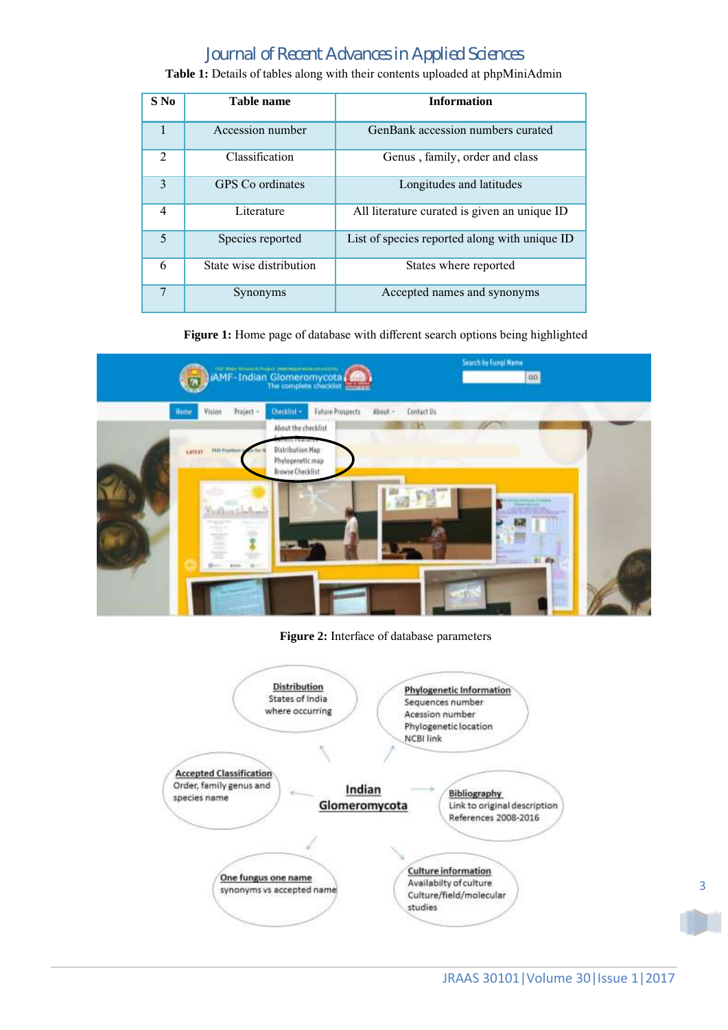**Table 1:** Details of tables along with their contents uploaded at phpMiniAdmin

| S No | Table name | Information |
|---|---|---|
| 1 | Accession number | GenBank accession numbers curated |
| 2 | Classification | Genus , family, order and class |
| 3 | GPS Co ordinates | Longitudes and latitudes |
| 4 | Literature | All literature curated is given an unique ID |
| 5 | Species reported | List of species reported along with unique ID |
| 6 | State wise distribution | States where reported |
| 7 | Synonyms | Accepted names and synonyms |

**Figure 1:** Home page of database with different search options being highlighted

**Figure 2:** Interface of database parameters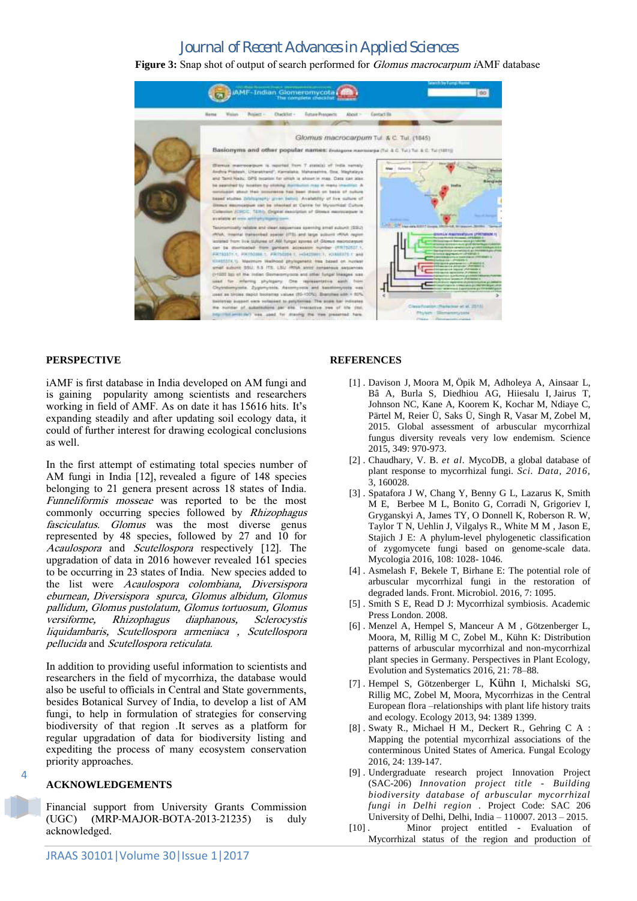**Figure 3:** Snap shot of output of search performed for *Glomus macrocarpum* iAMF database

## PERSPECTIVE

iAMF is first database in India developed on AM fungi and is gaining popularity among scientists and researchers working in field of AMF. As on date it has 15616 hits. It's expanding steadily and after updating soil ecology data, it could of further interest for drawing ecological conclusions as well.

In the first attempt of estimating total species number of AM fungi in India [12], revealed a figure of 148 species belonging to 21 genera present across 18 states of India. *Funneliformis mosseae* was reported to be the most commonly occurring species followed by *Rhizophagus fasciculatus. Glomus* was the most diverse genus represented by 48 species, followed by 27 and 10 for *Acaulospora* and *Scutellospora* respectively [12]. The upgradation of data in 2016 however revealed 161 species to be occurring in 23 states of India. New species added to the list were *Acaulospora colombiana, Diversispora eburnean, Diversispora spurca, Glomus albidum, Glomus pallidum, Glomus pustolatum, Glomus tortuosum, Glomus versiforme, Rhizophagus diaphanous, Sclerocystis liquidambaris, Scutellospora armeniaca , Scutellospora pellucida* and *Scutellospora reticulata.*

In addition to providing useful information to scientists and researchers in the field of mycorrhiza, the database would also be useful to officials in Central and State governments, besides Botanical Survey of India, to develop a list of AM fungi, to help in formulation of strategies for conserving biodiversity of that region .It serves as a platform for regular upgradation of data for biodiversity listing and expediting the process of many ecosystem conservation priority approaches.

## ACKNOWLEDGEMENTS

Financial support from University Grants Commission (UGC) (MRP-MAJOR-BOTA-2013-21235) is duly acknowledged.

## REFERENCES

[1] . Davison J, Moora M, Öpik M, Adholeya A, Ainsaar L, Bâ A, Burla S, Diedhiou AG, Hiiesalu I, Jairus T, Johnson NC, Kane A, Koorem K, Kochar M, Ndiaye C, Pärtel M, Reier Ü, Saks Ü, Singh R, Vasar M, Zobel M, 2015. Global assessment of arbuscular mycorrhizal fungus diversity reveals very low endemism. Science 2015, 349: 970-973.

[2] . Chaudhary, V. B. *et al.* MycoDB, a global database of plant response to mycorrhizal fungi. *Sci. Data, 2016,* 3, 160028.

[3] . Spatafora J W, Chang Y, Benny G L, Lazarus K, Smith M E, Berbee M L, Bonito G, Corradi N, Grigoriev I, Gryganskyi A, James TY, O Donnell K, Roberson R. W, Taylor T N, Uehlin J, Vilgalys R., White M M , Jason E, Stajich J E: A phylum-level phylogenetic classification of zygomycete fungi based on genome-scale data. Mycologia 2016, 108: 1028- 1046.

[4] . Asmelash F, Bekele T, Birhane E: The potential role of arbuscular mycorrhizal fungi in the restoration of degraded lands. Front. Microbiol. 2016, 7: 1095.

[5] . Smith S E, Read D J: Mycorrhizal symbiosis. Academic Press London. 2008.

[6] . Menzel A, Hempel S, Manceur A M , Götzenberger L, Moora, M, Rillig M C, Zobel M., Kühn K: Distribution patterns of arbuscular mycorrhizal and non-mycorrhizal plant species in Germany. Perspectives in Plant Ecology, Evolution and Systematics 2016, 21: 78–88.

[7] . Hempel S, Götzenberger L, Kühn I, Michalski SG, Rillig MC, Zobel M, Moora, Mycorrhizas in the Central European flora –relationships with plant life history traits and ecology. Ecology 2013, 94: 1389 1399.

[8] . Swaty R., Michael H M., Deckert R., Gehring C A : Mapping the potential mycorrhizal associations of the conterminous United States of America. Fungal Ecology 2016, 24: 139-147.

[9] . Undergraduate research project Innovation Project (SAC-206) *Innovation project title - Building biodiversity database of arbuscular mycorrhizal fungi in Delhi region* . Project Code: SAC 206 University of Delhi, Delhi, India – 110007. 2013 – 2015.

[10] . Minor project entitled - Evaluation of Mycorrhizal status of the region and production of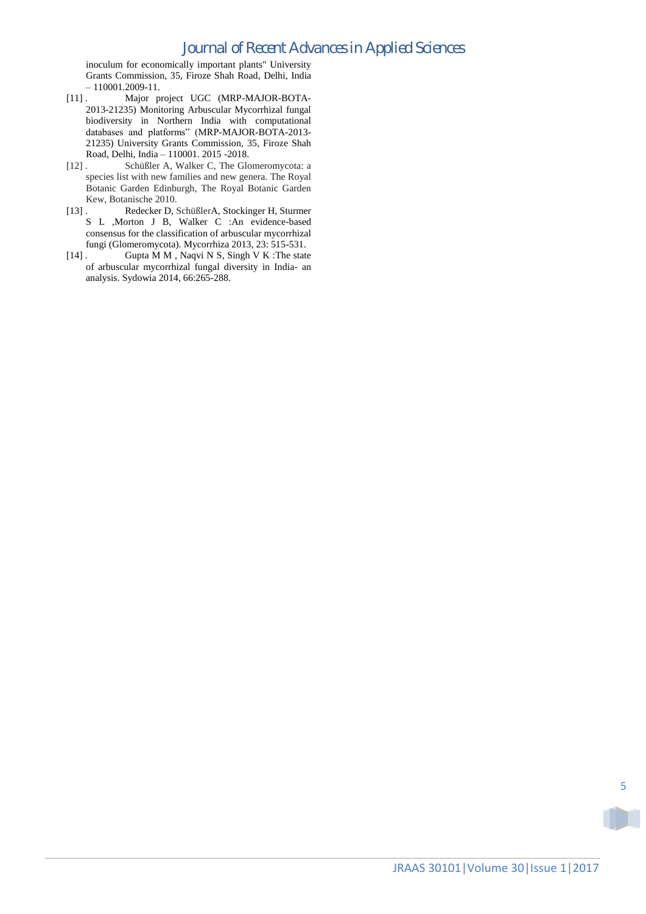inoculum for economically important plants" University Grants Commission, 35, Firoze Shah Road, Delhi, India – 110001.2009-11.

[11] . Major project UGC (MRP-MAJOR-BOTA-2013-21235) Monitoring Arbuscular Mycorrhizal fungal biodiversity in Northern India with computational databases and platforms" (MRP-MAJOR-BOTA-2013-21235) University Grants Commission, 35, Firoze Shah Road, Delhi, India – 110001. 2015 -2018.

[12] . Schüßler A, Walker C, The Glomeromycota: a species list with new families and new genera. The Royal Botanic Garden Edinburgh, The Royal Botanic Garden Kew, Botanische 2010.

[13] . Redecker D, SchüßlerA, Stockinger H, Sturmer S L ,Morton J B, Walker C :An evidence-based consensus for the classification of arbuscular mycorrhizal fungi (Glomeromycota). Mycorrhiza 2013, 23: 515-531.

[14] . Gupta M M , Naqvi N S, Singh V K :The state of arbuscular mycorrhizal fungal diversity in India- an analysis. Sydowia 2014, 66:265-288.